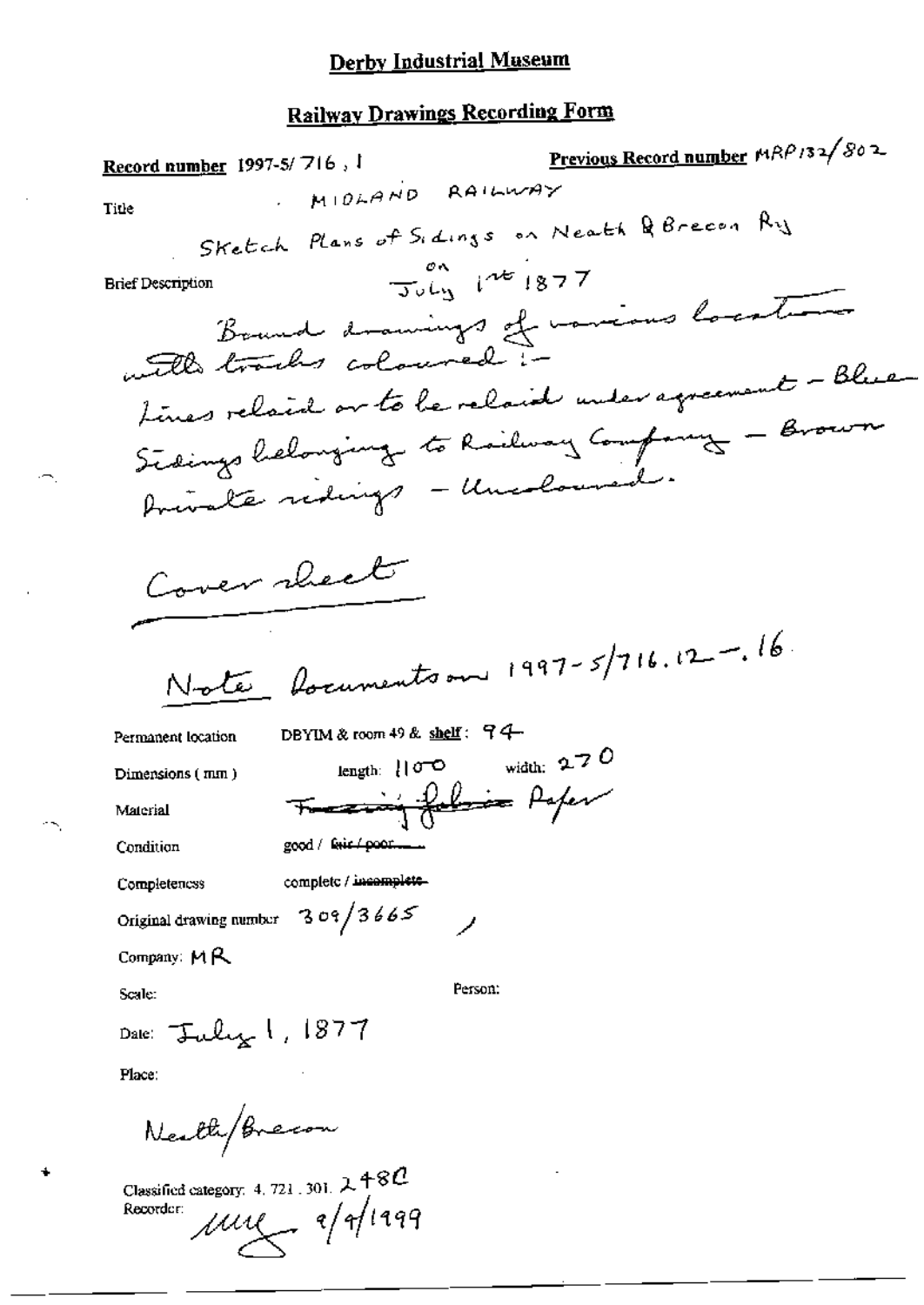# Derby Industrial Museum

## Railway Drawings Recording Form

**Record number** 1997-5/716 , 1

**Previous Record number** MRP132/802

Title

MIDLAND RAILWAY

Sketch Plans of Sidings on Neath & Brecon Ry on July 1st 1877

Brief Description

Bound drawings of various locations with tracks coloured :-
Lines relaid or to be relaid under agreement – Blue
Sidings belonging to Railway Company – Brown
Private sidings – Uncoloured.

Cover sheet

Note Documents on 1997-5/716.12 – .16

Permanent location DBYIM & room 49 & **shelf**: 94

Dimensions (mm) length: 1100 width: 270

Material ~~Tracing fabric~~ Paper

Condition good / ~~fair / poor~~

Completeness complete / ~~incomplete~~

Original drawing number 309/3665

Company: MR

Scale:

Person:

Date: July 1, 1877

Place:

Neath/Brecon

Classified category: 4. 721. 301. 248C

Recorder: MMG 9/4/1999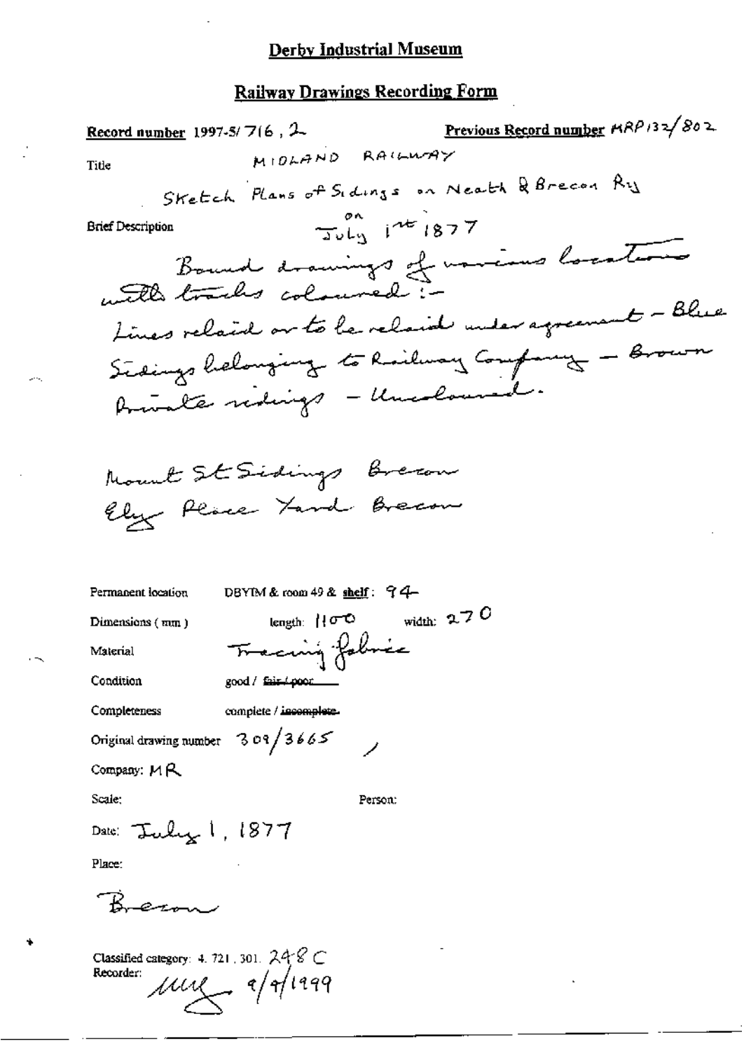# Derby Industrial Museum

## Railway Drawings Recording Form

**Record number** 1997-5/716, 2 **Previous Record number** MRP 132/802

Title MIDLAND RAILWAY

Sketch Plans of Sidings on Neath & Brecon Ry on July 1st 1877

Brief Description

Bound drawings of various locations with tracks coloured:-
Lines relaid or to be relaid under agreement - Blue
Sidings belonging to Railway Company - Brown
Private sidings - Uncoloured.

Mount St Sidings Brecon
Ely Place Yard Brecon

Permanent location DBYIM & room 49 & **shelf**: 94

Dimensions (mm) length: 1100 width: 270

Material Tracing fabric

Condition good / ~~fair / poor~~

Completeness complete / ~~incomplete~~

Original drawing number 309/3665

Company: MR

Scale:

Person:

Date: July 1, 1877

Place:

Brecon

Classified category: 4. 721. 301. 248 C

Recorder: MMJ 9/9/1999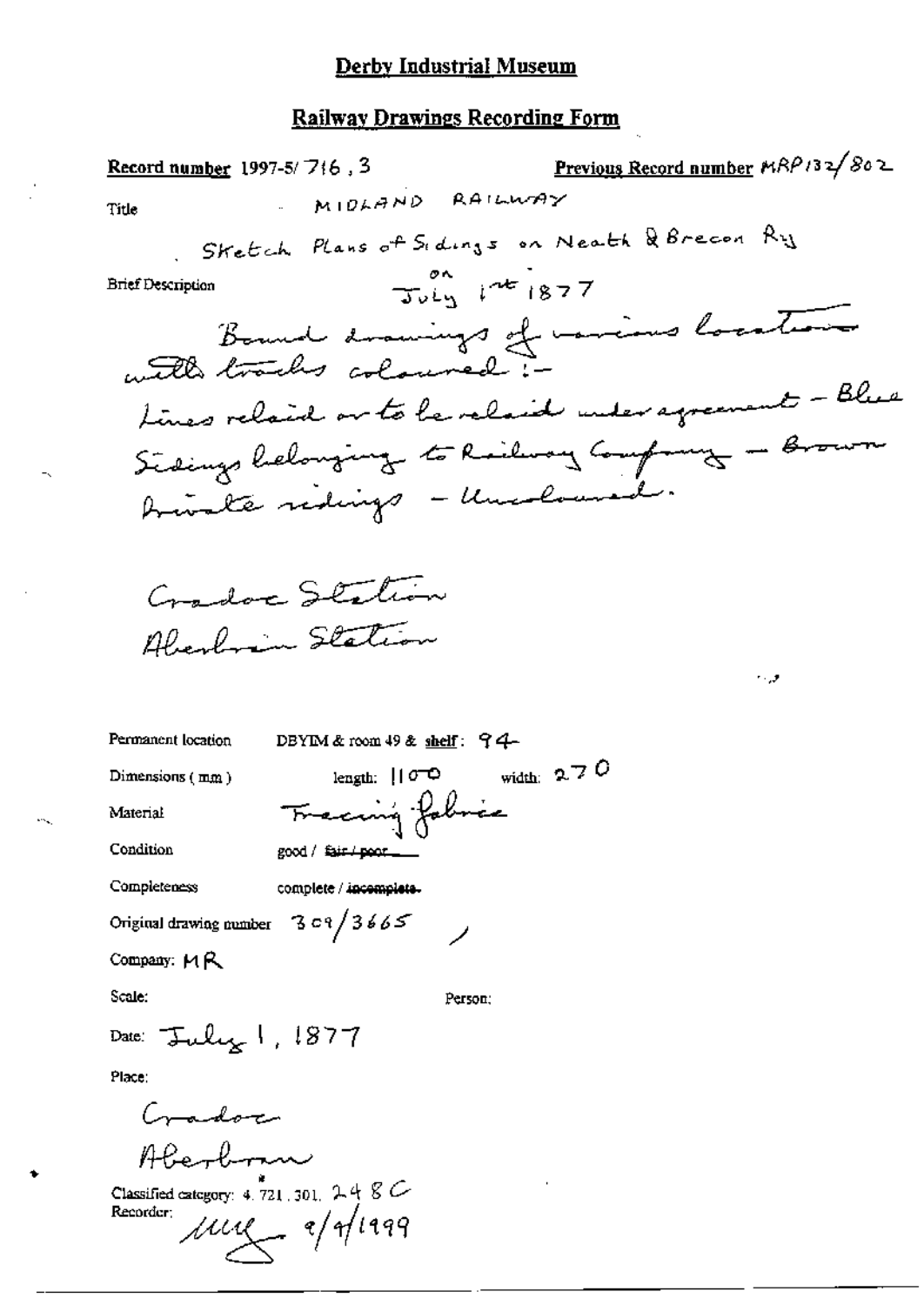# Derby Industrial Museum

## Railway Drawings Recording Form

**Record number** 1997-5/716, 3

**Previous Record number** MRP132/802

Title: MIDLAND RAILWAY

Sketch Plans of Sidings on Neath & Brecon Ry on July 1st 1877

Brief Description

Bound drawings of various locations with tracks coloured:-
Lines relaid or to be relaid under agreement - Blue
Sidings belonging to Railway Company - Brown
Private sidings - Uncoloured.

Cradoc Station
Aberbran Station

Permanent location: DBYIM & room 49 & shelf: 94

Dimensions (mm): length: 1100 width: 270

Material: Tracing fabric

Condition: good / ~~fair / poor~~

Completeness: complete / ~~incomplete~~

Original drawing number: 309/3665

Company: MR

Scale:

Person:

Date: July 1, 1877

Place:

Cradoc
Aberbran

Classified category: 4. 721. 301. 248 C

Recorder: [signature] 9/9/1999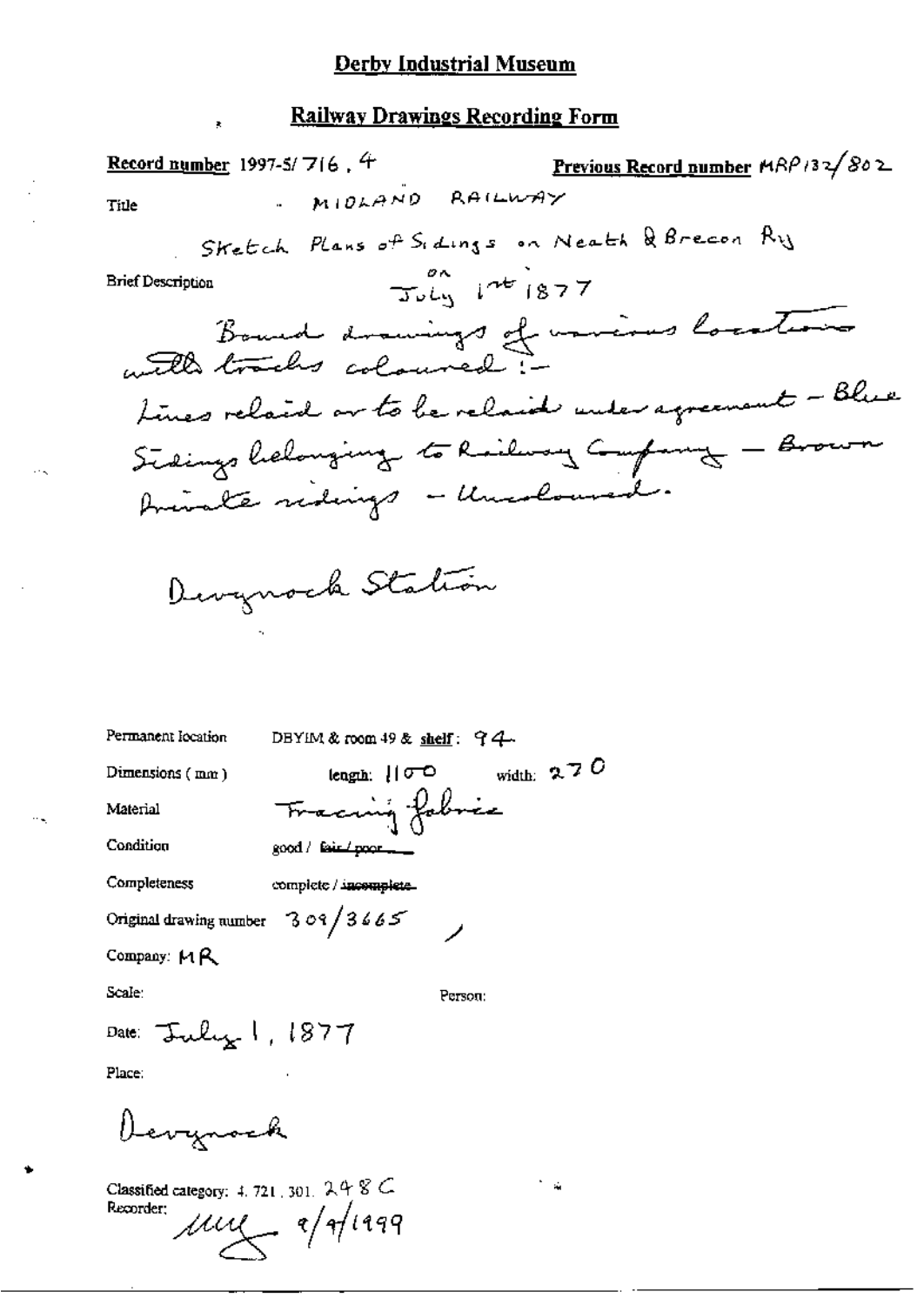# Derby Industrial Museum

## Railway Drawings Recording Form

**Record number** 1997-5/716 . 4 **Previous Record number** MRP132/802

Title - MIDLAND RAILWAY

Sketch Plans of Sidings on Neath & Brecon Rly on July 1st 1877

Brief Description

Bound drawings of various locations with tracks coloured:-
Lines relaid or to be relaid under agreement - Blue
Sidings belonging to Railway Company - Brown
Private sidings - Uncoloured.

Devynock Station

Permanent location DBYIM & room 49 & **shelf**: 94

Dimensions (mm) length: 1100 width: 270

Material Tracing fabric

Condition good / ~~fair / poor~~

Completeness complete / ~~incomplete~~

Original drawing number 309/3665

Company: MR

Scale: Person:

Date: July 1, 1877

Place:

Devynock

Classified category: 4. 721. 301. 248 C

Recorder: MMY 9/9/1999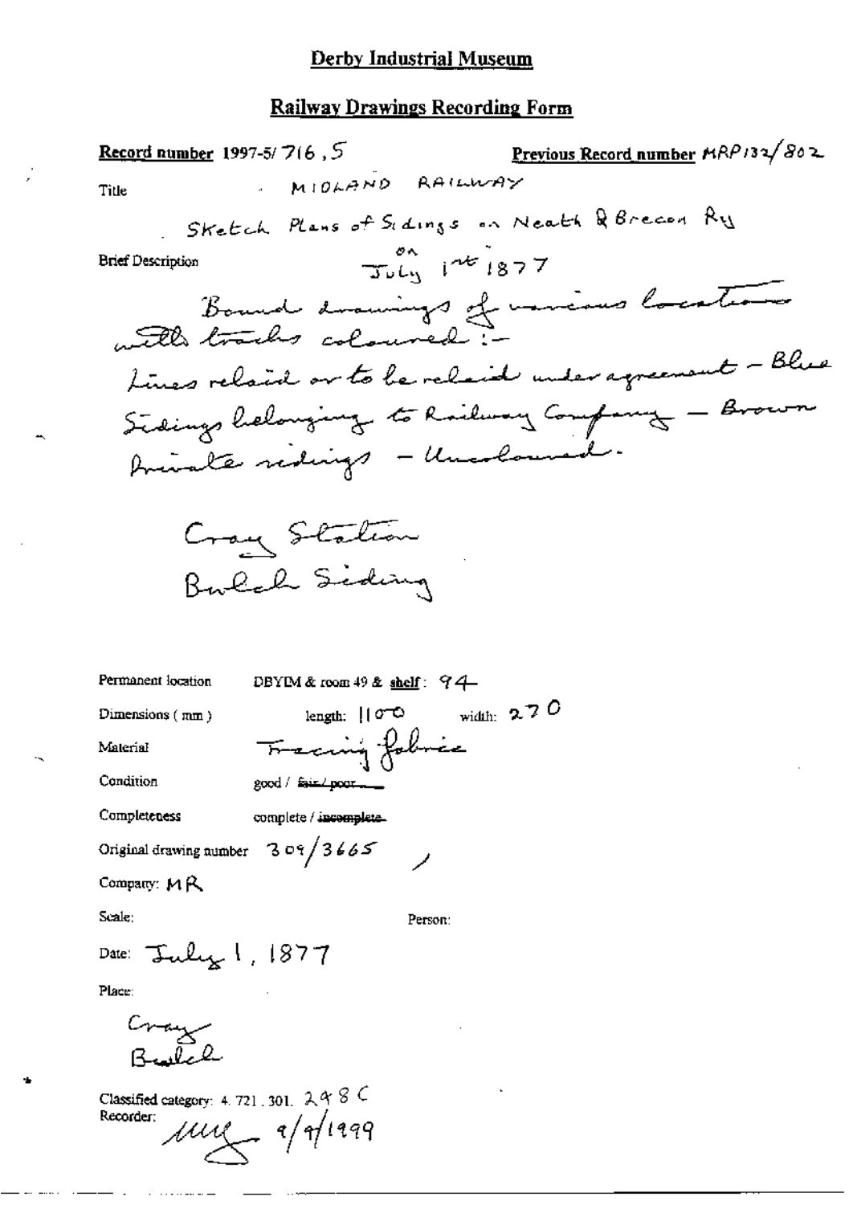# Derby Industrial Museum

## Railway Drawings Recording Form

**Record number** 1997-5/716, 5 **Previous Record number** MRP132/802

Title: MIDLAND RAILWAY

Sketch Plans of Sidings on Neath & Brecon Ry on July 1st 1877

Brief Description

Bound drawings of various locations with tracks coloured:-
Lines relaid or to be relaid under agreement - Blue
Sidings belonging to Railway Company - Brown
Private sidings - Uncoloured.

Cray Station
Bwlch Siding

Permanent location: DBYIM & room 49 & shelf: 94

Dimensions (mm): length: 1100 width: 270

Material: Tracing fabric

Condition: good / ~~fair / poor~~

Completeness: complete / ~~incomplete~~

Original drawing number: 309/3665

Company: MR

Scale:

Person:

Date: July 1, 1877

Place:

Cray
Bwlch

Classified category: 4.721.301. 298 C

Recorder: MW 9/9/1999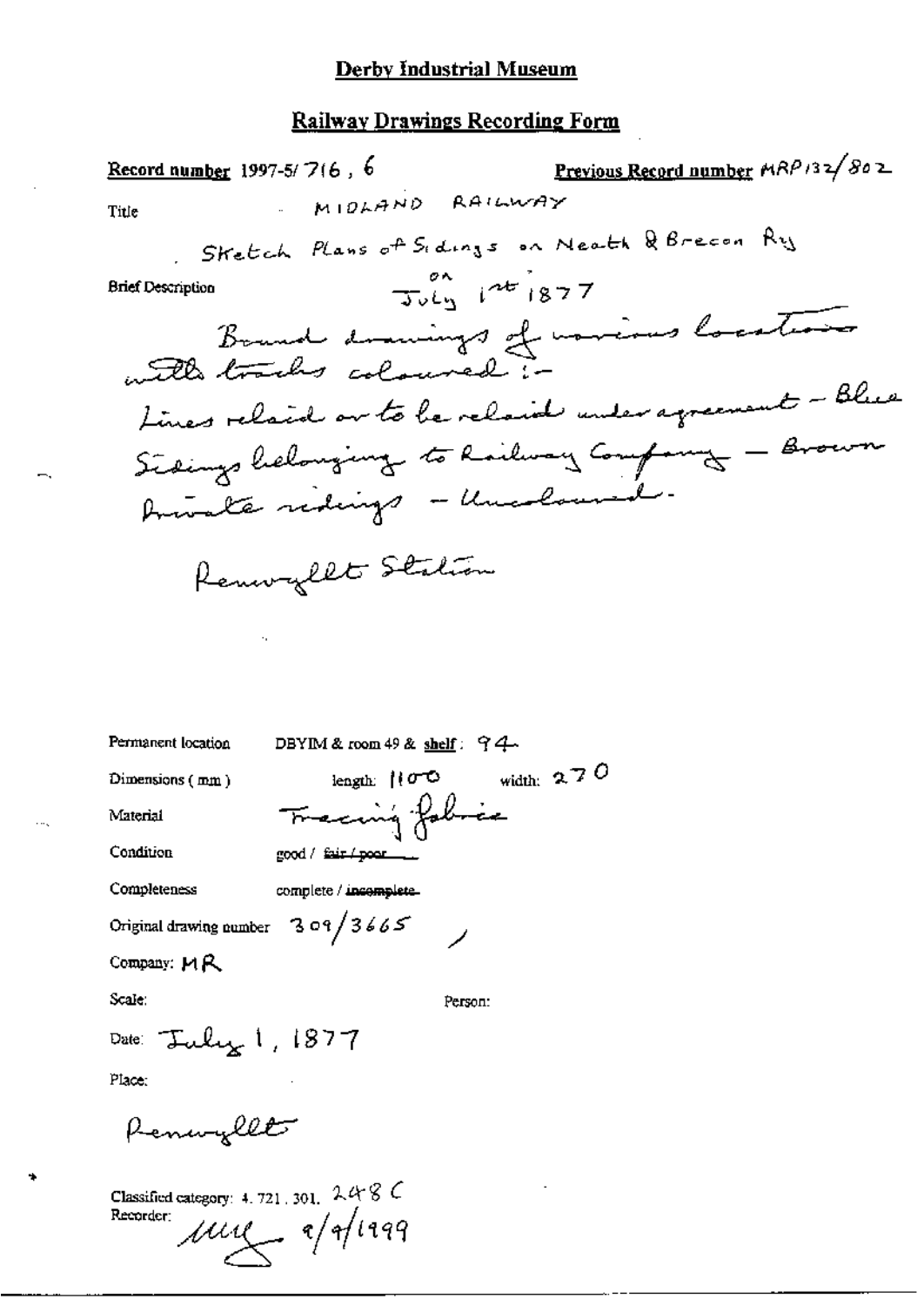# Derby Industrial Museum

## Railway Drawings Recording Form

**Record number** 1997-5/716, 6 **Previous Record number** MRP132/802

**Title** MIDLAND RAILWAY

Sketch Plans of Sidings on Neath & Brecon Ry on July 1st 1877

**Brief Description**

Bound drawings of various locations with tracks coloured:-

Lines relaid or to be relaid under agreement - Blue

Sidings belonging to Railway Company - Brown

Private sidings - Uncoloured.

Penwyllt Station

Permanent location DBYIM & room 49 & shelf: 94

Dimensions (mm) length: 1100 width: 270

Material Tracing fabric

Condition good / ~~fair / poor~~

Completeness complete / ~~incomplete~~

Original drawing number 309/3665

Company: MR

Scale:

Person:

Date: July 1, 1877

Place:

Penwyllt

Classified category: 4.721.301. 248 C

Recorder: [signature] 9/9/1999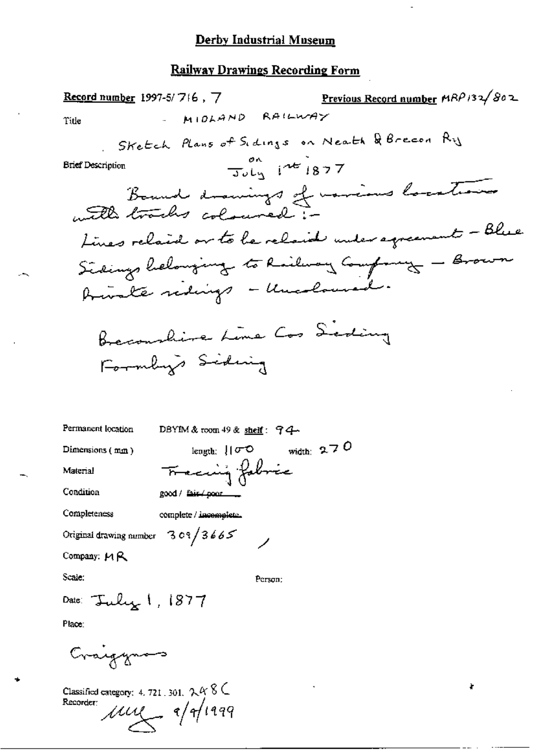# Derby Industrial Museum

## Railway Drawings Recording Form

**Record number** 1997-5/716 , 7 **Previous Record number** MRP132/802

Title MIDLAND RAILWAY

Sketch Plans of Sidings on Neath & Brecon Ry on July 1st 1877

Brief Description

Bound drawings of various locations with tracks coloured :-

Lines relaid or to be relaid under agreement – Blue

Sidings belonging to Railway Company – Brown

Private sidings – Uncoloured.

Breconshire Lime Cos Siding

Formby's Siding

Permanent location DBYIM & room 49 & **shelf** : 94

Dimensions ( mm ) length: 1100 width: 270

Material Tracing fabric

Condition good / ~~fair / poor~~

Completeness complete / ~~incomplete~~

Original drawing number 309/3665

Company: MR

Scale: Person:

Date: July 1, 1877

Place:

Craigynos

Classified category: 4. 721 . 301. 248C

Recorder: [signature] 9/9/1999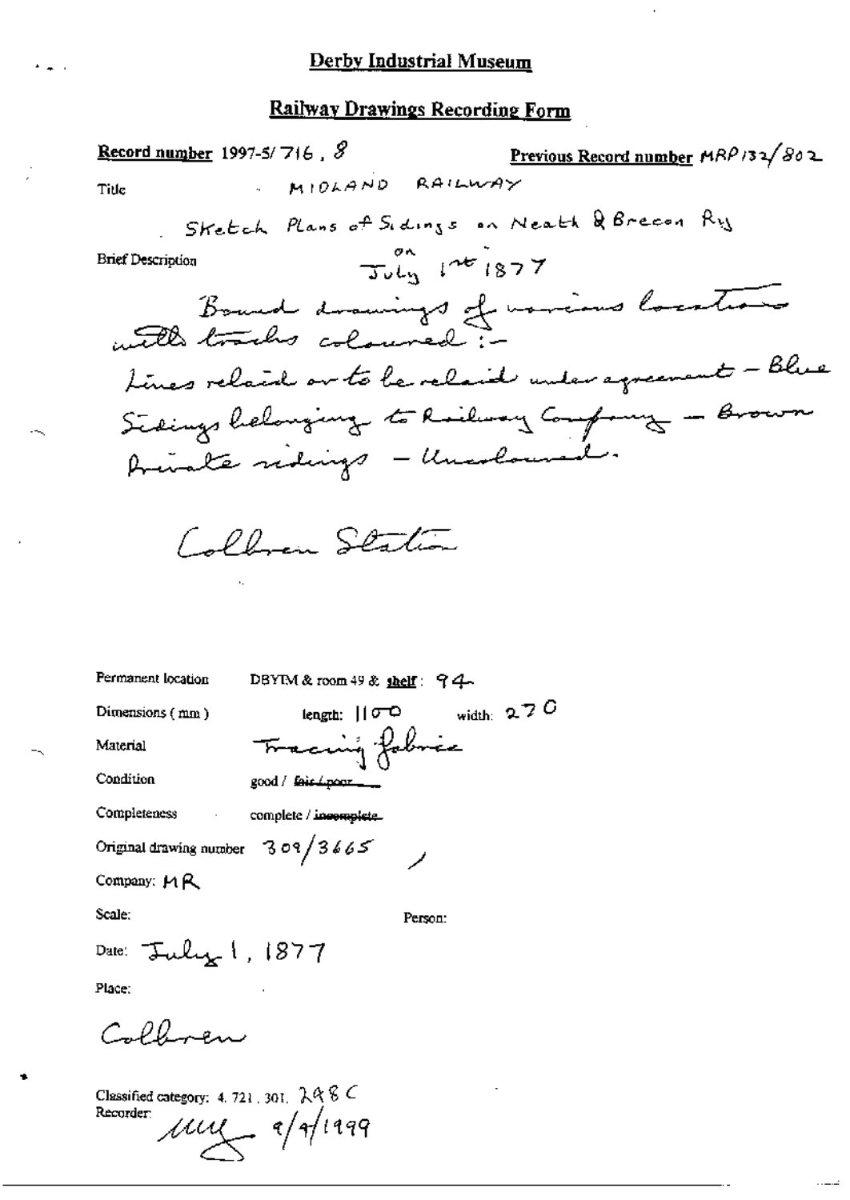# Derby Industrial Museum

## Railway Drawings Recording Form

**Record number** 1997-5/716 . 8 **Previous Record number** MRP132/802

Title MIDLAND RAILWAY

Sketch Plans of Sidings on Neath & Brecon Rly on July 1st 1877

Brief Description

Bound drawings of various locations with tracks coloured:-
Lines relaid or to be relaid under agreement - Blue
Sidings belonging to Railway Company - Brown
Private sidings - Uncoloured.

Colbren Station

Permanent location DBYIM & room 49 & **shelf**: 94

Dimensions (mm) length: 1100 width: 270

Material Tracing fabric

Condition good / ~~fair / poor~~

Completeness complete / ~~incomplete~~

Original drawing number 309/3665

Company: MR

Scale:

Person:

Date: July 1, 1877

Place:

Colbren

Classified category: 4. 721. 301. 298C

Recorder: [initials] 9/9/1999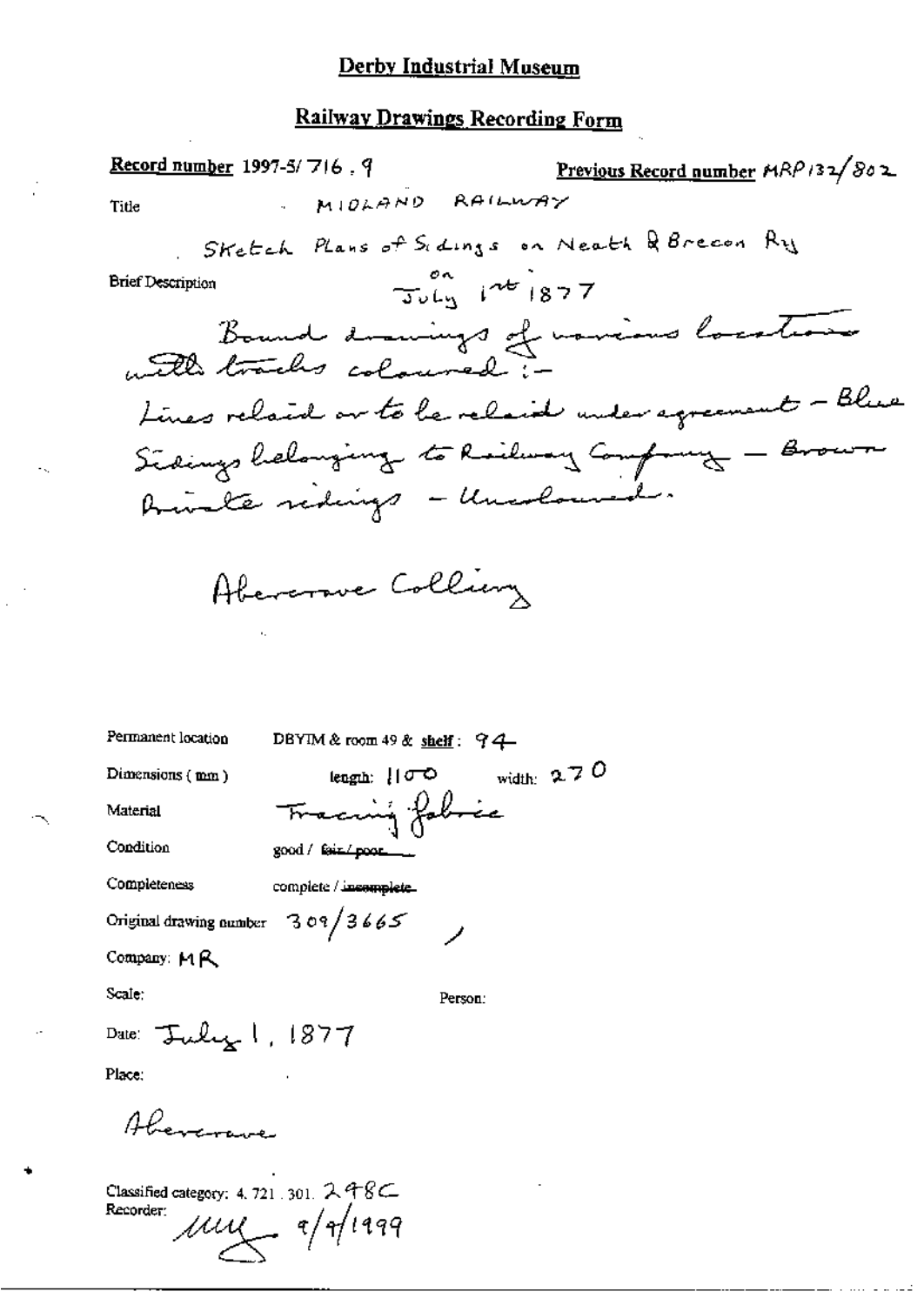# Derby Industrial Museum

## Railway Drawings Recording Form

**Record number** 1997-5/716 . 9

**Previous Record number** MRP132/802

Title MIDLAND RAILWAY

Sketch Plans of Sidings on Neath & Brecon Ry on July 1st 1877

Brief Description

Bound drawings of various locations with tracks coloured :-
Lines relaid or to be relaid under agreement - Blue
Sidings belonging to Railway Company - Brown
Private sidings - Uncoloured.

Abercrave Colliery

Permanent location DBYIM & room 49 & **shelf**: 94

Dimensions (mm) length: 1100 width: 270

Material Tracing fabric

Condition good / ~~fair / poor~~

Completeness complete / ~~incomplete~~

Original drawing number 309/3665

Company: MR

Scale:

Person:

Date: July 1, 1877

Place:

Abercrave

Classified category: 4.721.301. 298C

Recorder: mg 9/9/1999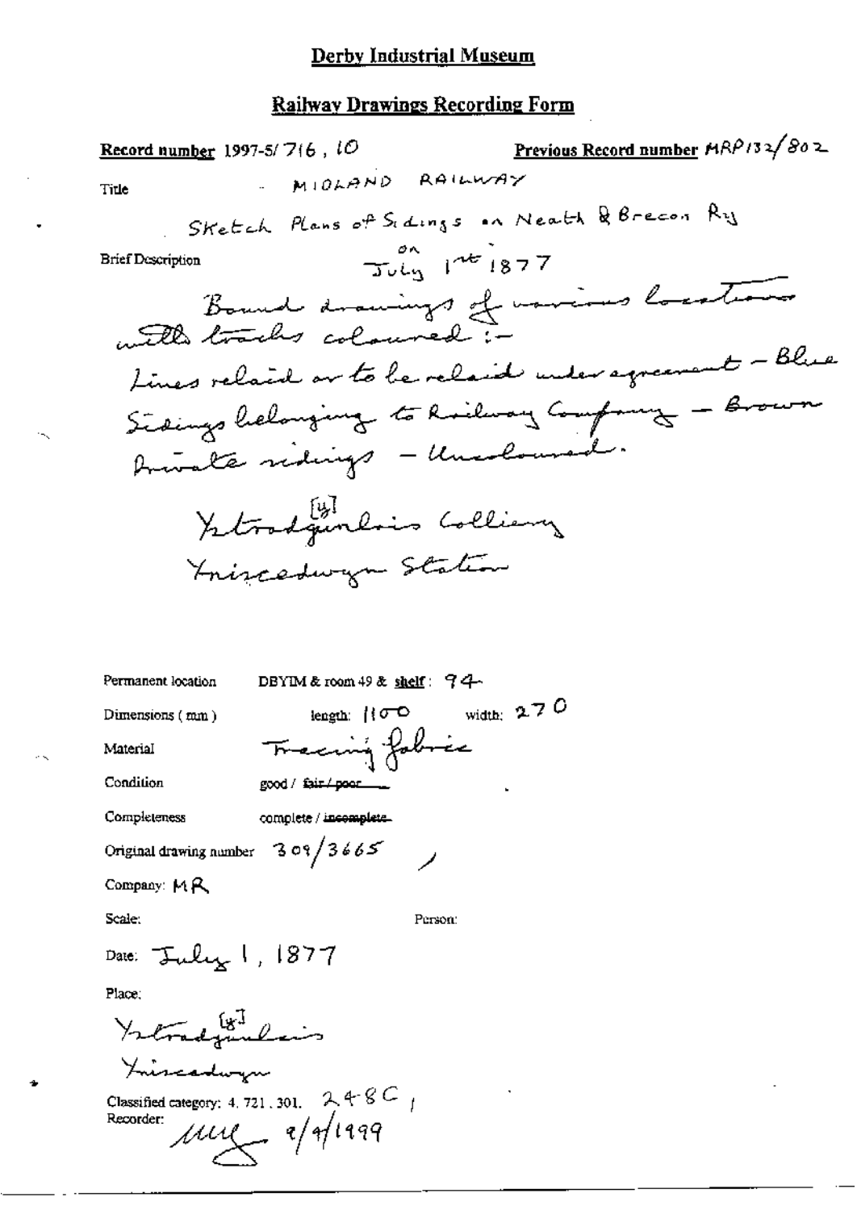# Derby Industrial Museum

## Railway Drawings Recording Form

**Record number** 1997-5/ 716 , 10 **Previous Record number** MRP132/802

Title - MIDLAND RAILWAY

Sketch Plans of Sidings on Neath & Brecon Ry on July 1st 1877

Brief Description

Bound drawings of various locations with tracks coloured :-
Lines relaid or to be relaid under agreement - Blue
Sidings belonging to Railway Company - Brown
Private sidings - Uncoloured.

Ystradgynlais [y] Colliery
Ynyscedwyn Station

Permanent location DBYIM & room 49 & shelf : 94

Dimensions ( mm ) length: 1100 width: 270

Material Tracing fabric

Condition good / ~~fair / poor~~

Completeness complete / ~~incomplete~~

Original drawing number 309/3665

Company: MR

Scale: Person:

Date: July 1, 1877

Place:

Ystradgynlais [y]
Ynyscedwyn

Classified category: 4. 721. 301. 248C ,

Recorder: MMG 9/9/1999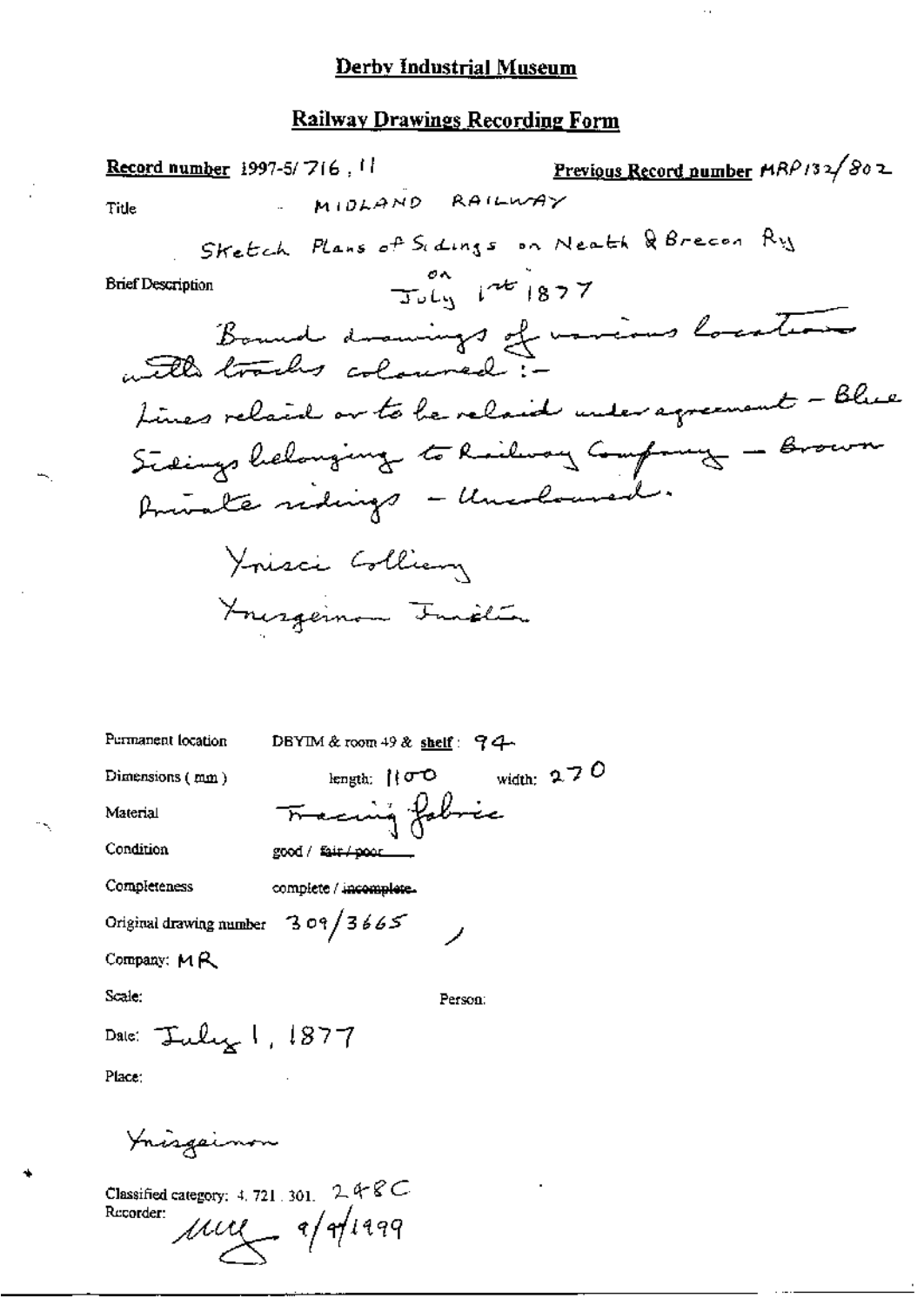# Derby Industrial Museum

## Railway Drawings Recording Form

**Record number** 1997-5/ 716 . 11 **Previous Record number** MRP132/802

Title - MIDLAND RAILWAY

Sketch Plans of Sidings on Neath & Brecon Ry on July 1st 1877

Brief Description

Bound drawings of various locations with tracks coloured :-
Lines relaid or to be relaid under agreement - Blue
Sidings belonging to Railway Company - Brown
Private sidings - Uncoloured.

Ynisci Colliery
Ynisgeinon Junction

Permanent location DBYIM & room 49 & **shelf** : 94

Dimensions ( mm ) length: 1100 width: 270

Material Tracing fabric

Condition good / ~~fair / poor~~

Completeness complete / ~~incomplete~~

Original drawing number 309/3665

Company: MR

Scale:

Person:

Date: July 1, 1877

Place:

Ynisgeinon

Classified category: 4. 721 . 301. 248C

Recorder: MM 9/9/1999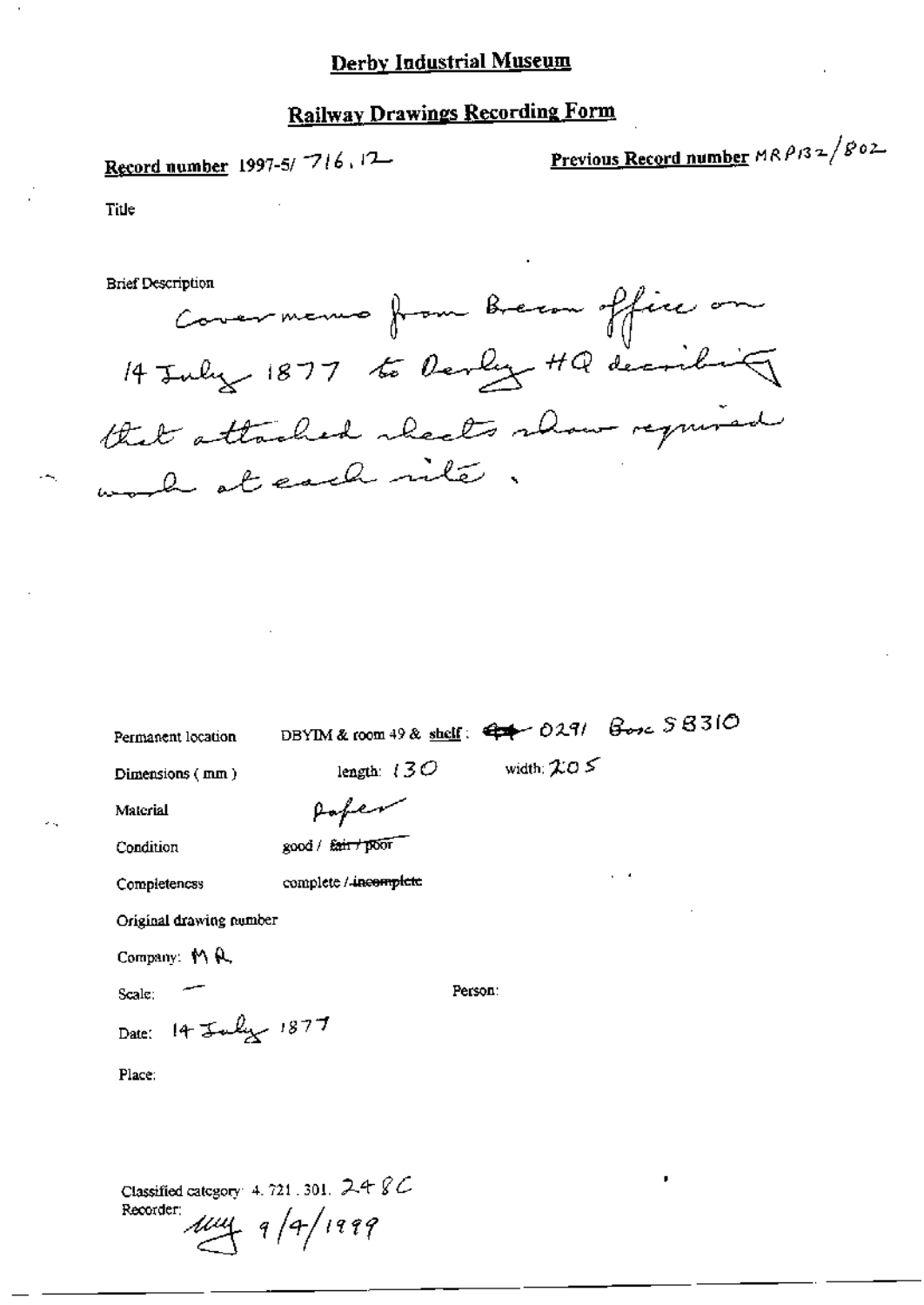# Derby Industrial Museum

## Railway Drawings Recording Form

**Record number** 1997-5/ 716.12

**Previous Record number** MRP132/802

Title

Brief Description

Cover memo from Brecon office on 14 July 1877 to Derby HQ describing that attached sheets show required work at each site.

Permanent location: DBYIM & room 49 & shelf: ~~4~~ 0291 Box 58310

Dimensions (mm): length: 130 width: 205

Material: paper

Condition: good / ~~fair / poor~~

Completeness: complete / ~~incomplete~~

Original drawing number

Company: MR

Scale: —

Person:

Date: 14 July 1877

Place:

Classified category: 4.721.301. 248C

Recorder: [initials] 9/4/1999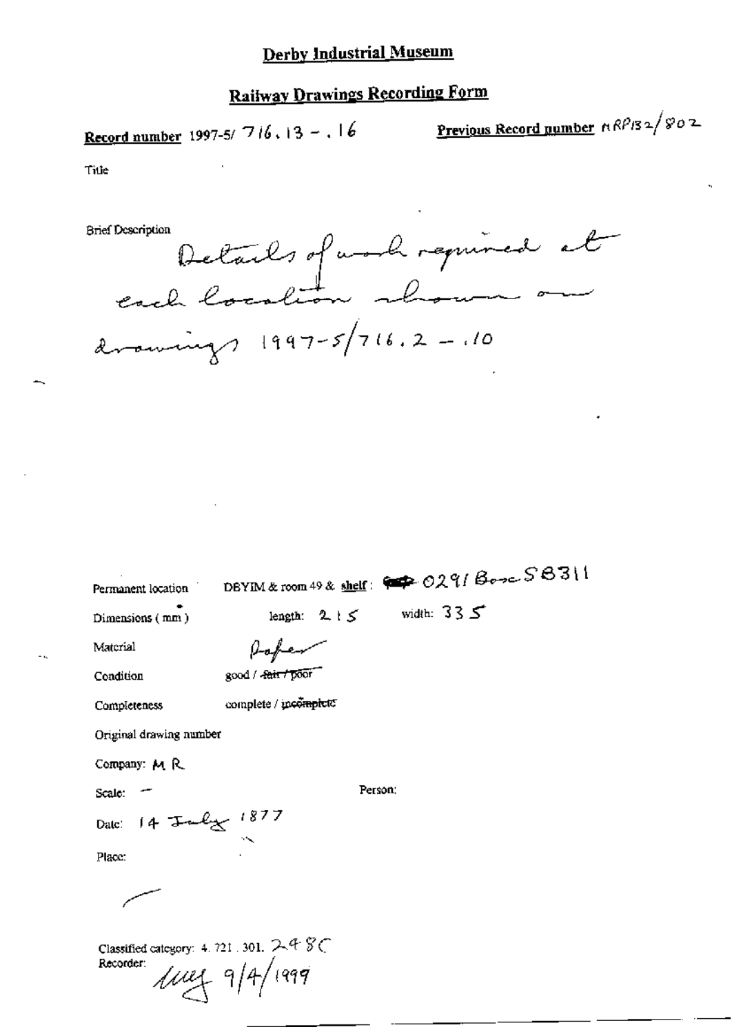# Derby Industrial Museum

## Railway Drawings Recording Form

**Record number** 1997-5/ 716.13 - .16

**Previous Record number** MRP132/802

Title

Brief Description

Details of work required at each location shown on drawings 1997-5/716.2 - .10

Permanent location DBYIM & room 49 & **shelf**: 0291 Box SB311

Dimensions (mm) length: 215 width: 335

Material Paper

Condition good / ~~fair / poor~~

Completeness complete / ~~incomplete~~

Original drawing number

Company: M R

Scale: -

Person:

Date: 14 July 1877

Place:

Classified category: 4. 721. 301. 248C

Recorder: 9/4/1999